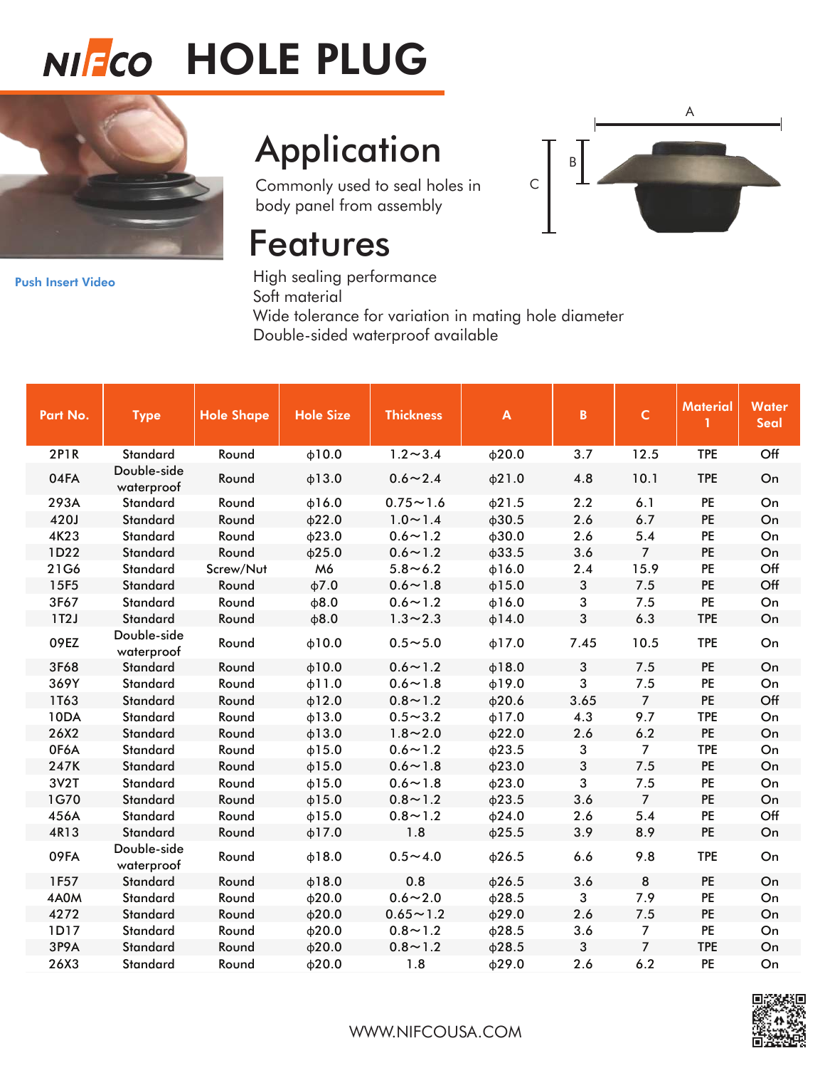# NIFCO HOLE PLUG

Push Insert Video

## Application

Commonly used to seal holes in body panel from assembly

## Features

High sealing performance
Soft material
Wide tolerance for variation in mating hole diameter
Double-sided waterproof available

A

B

C

| Part No. | Type | Hole Shape | Hole Size | Thickness | A | B | C | Material 1 | Water Seal |
|---|---|---|---|---|---|---|---|---|---|
| 2P1R | Standard | Round | ϕ10.0 | 1.2～3.4 | ϕ20.0 | 3.7 | 12.5 | TPE | Off |
| 04FA | Double-side waterproof | Round | ϕ13.0 | 0.6～2.4 | ϕ21.0 | 4.8 | 10.1 | TPE | On |
| 293A | Standard | Round | ϕ16.0 | 0.75～1.6 | ϕ21.5 | 2.2 | 6.1 | PE | On |
| 420J | Standard | Round | ϕ22.0 | 1.0～1.4 | ϕ30.5 | 2.6 | 6.7 | PE | On |
| 4K23 | Standard | Round | ϕ23.0 | 0.6～1.2 | ϕ30.0 | 2.6 | 5.4 | PE | On |
| 1D22 | Standard | Round | ϕ25.0 | 0.6～1.2 | ϕ33.5 | 3.6 | 7 | PE | On |
| 21G6 | Standard | Screw/Nut | M6 | 5.8～6.2 | ϕ16.0 | 2.4 | 15.9 | PE | Off |
| 15F5 | Standard | Round | ϕ7.0 | 0.6～1.8 | ϕ15.0 | 3 | 7.5 | PE | Off |
| 3F67 | Standard | Round | ϕ8.0 | 0.6～1.2 | ϕ16.0 | 3 | 7.5 | PE | On |
| 1T2J | Standard | Round | ϕ8.0 | 1.3～2.3 | ϕ14.0 | 3 | 6.3 | TPE | On |
| 09EZ | Double-side waterproof | Round | ϕ10.0 | 0.5～5.0 | ϕ17.0 | 7.45 | 10.5 | TPE | On |
| 3F68 | Standard | Round | ϕ10.0 | 0.6～1.2 | ϕ18.0 | 3 | 7.5 | PE | On |
| 369Y | Standard | Round | ϕ11.0 | 0.6～1.8 | ϕ19.0 | 3 | 7.5 | PE | On |
| 1T63 | Standard | Round | ϕ12.0 | 0.8～1.2 | ϕ20.6 | 3.65 | 7 | PE | Off |
| 10DA | Standard | Round | ϕ13.0 | 0.5～3.2 | ϕ17.0 | 4.3 | 9.7 | TPE | On |
| 26X2 | Standard | Round | ϕ13.0 | 1.8～2.0 | ϕ22.0 | 2.6 | 6.2 | PE | On |
| 0F6A | Standard | Round | ϕ15.0 | 0.6～1.2 | ϕ23.5 | 3 | 7 | TPE | On |
| 247K | Standard | Round | ϕ15.0 | 0.6～1.8 | ϕ23.0 | 3 | 7.5 | PE | On |
| 3V2T | Standard | Round | ϕ15.0 | 0.6～1.8 | ϕ23.0 | 3 | 7.5 | PE | On |
| 1G70 | Standard | Round | ϕ15.0 | 0.8～1.2 | ϕ23.5 | 3.6 | 7 | PE | On |
| 456A | Standard | Round | ϕ15.0 | 0.8～1.2 | ϕ24.0 | 2.6 | 5.4 | PE | Off |
| 4R13 | Standard | Round | ϕ17.0 | 1.8 | ϕ25.5 | 3.9 | 8.9 | PE | On |
| 09FA | Double-side waterproof | Round | ϕ18.0 | 0.5～4.0 | ϕ26.5 | 6.6 | 9.8 | TPE | On |
| 1F57 | Standard | Round | ϕ18.0 | 0.8 | ϕ26.5 | 3.6 | 8 | PE | On |
| 4A0M | Standard | Round | ϕ20.0 | 0.6～2.0 | ϕ28.5 | 3 | 7.9 | PE | On |
| 4272 | Standard | Round | ϕ20.0 | 0.65～1.2 | ϕ29.0 | 2.6 | 7.5 | PE | On |
| 1D17 | Standard | Round | ϕ20.0 | 0.8～1.2 | ϕ28.5 | 3.6 | 7 | PE | On |
| 3P9A | Standard | Round | ϕ20.0 | 0.8～1.2 | ϕ28.5 | 3 | 7 | TPE | On |
| 26X3 | Standard | Round | ϕ20.0 | 1.8 | ϕ29.0 | 2.6 | 6.2 | PE | On |

WWW.NIFCOUSA.COM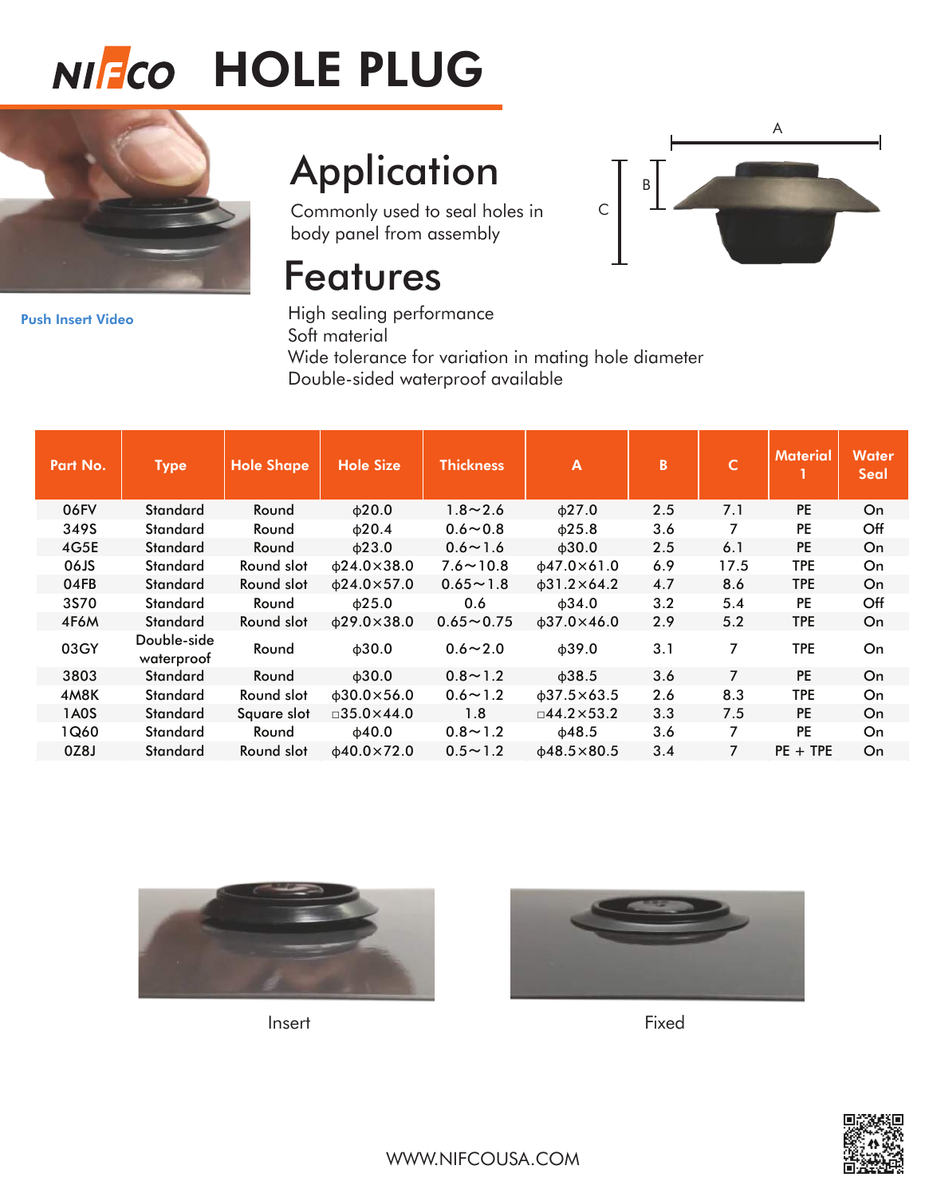# NIFCO HOLE PLUG

Push Insert Video

## Application

Commonly used to seal holes in body panel from assembly

A

B

C

## Features

High sealing performance
Soft material
Wide tolerance for variation in mating hole diameter
Double-sided waterproof available

| Part No. | Type | Hole Shape | Hole Size | Thickness | A | B | C | Material 1 | Water Seal |
|---|---|---|---|---|---|---|---|---|---|
| 06FV | Standard | Round | ϕ20.0 | 1.8～2.6 | ϕ27.0 | 2.5 | 7.1 | PE | On |
| 349S | Standard | Round | ϕ20.4 | 0.6～0.8 | ϕ25.8 | 3.6 | 7 | PE | Off |
| 4G5E | Standard | Round | ϕ23.0 | 0.6～1.6 | ϕ30.0 | 2.5 | 6.1 | PE | On |
| 06JS | Standard | Round slot | ϕ24.0×38.0 | 7.6～10.8 | ϕ47.0×61.0 | 6.9 | 17.5 | TPE | On |
| 04FB | Standard | Round slot | ϕ24.0×57.0 | 0.65～1.8 | ϕ31.2×64.2 | 4.7 | 8.6 | TPE | On |
| 3S70 | Standard | Round | ϕ25.0 | 0.6 | ϕ34.0 | 3.2 | 5.4 | PE | Off |
| 4F6M | Standard | Round slot | ϕ29.0×38.0 | 0.65～0.75 | ϕ37.0×46.0 | 2.9 | 5.2 | TPE | On |
| 03GY | Double-side waterproof | Round | ϕ30.0 | 0.6～2.0 | ϕ39.0 | 3.1 | 7 | TPE | On |
| 3803 | Standard | Round | ϕ30.0 | 0.8～1.2 | ϕ38.5 | 3.6 | 7 | PE | On |
| 4M8K | Standard | Round slot | ϕ30.0×56.0 | 0.6～1.2 | ϕ37.5×63.5 | 2.6 | 8.3 | TPE | On |
| 1A0S | Standard | Square slot | □35.0×44.0 | 1.8 | □44.2×53.2 | 3.3 | 7.5 | PE | On |
| 1Q60 | Standard | Round | ϕ40.0 | 0.8～1.2 | ϕ48.5 | 3.6 | 7 | PE | On |
| 0Z8J | Standard | Round slot | ϕ40.0×72.0 | 0.5～1.2 | ϕ48.5×80.5 | 3.4 | 7 | PE + TPE | On |

Insert

Fixed

WWW.NIFCOUSA.COM